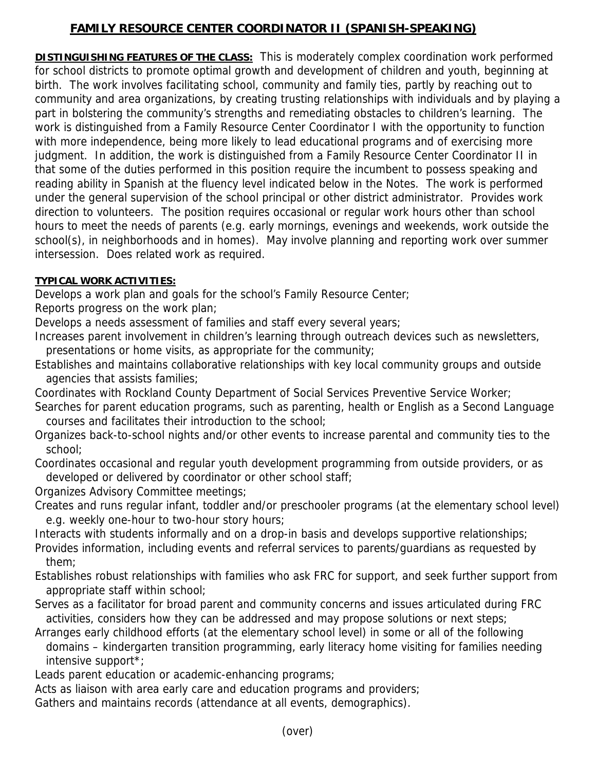# FAMILY RESOURCE CENTER COORDINATOR II (SPANISH-SPEAKING)

**DISTINGUISHING FEATURES OF THE CLASS:** This is moderately complex coordination work performed for school districts to promote optimal growth and development of children and youth, beginning at birth. The work involves facilitating school, community and family ties, partly by reaching out to community and area organizations, by creating trusting relationships with individuals and by playing a part in bolstering the community's strengths and remediating obstacles to children's learning. The work is distinguished from a Family Resource Center Coordinator I with the opportunity to function with more independence, being more likely to lead educational programs and of exercising more judgment. In addition, the work is distinguished from a Family Resource Center Coordinator II in that some of the duties performed in this position require the incumbent to possess speaking and reading ability in Spanish at the fluency level indicated below in the Notes. The work is performed under the general supervision of the school principal or other district administrator. Provides work direction to volunteers. The position requires occasional or regular work hours other than school hours to meet the needs of parents (e.g. early mornings, evenings and weekends, work outside the school(s), in neighborhoods and in homes). May involve planning and reporting work over summer intersession. Does related work as required.

**TYPICAL WORK ACTIVITIES:**

Develops a work plan and goals for the school's Family Resource Center;

Reports progress on the work plan;

Develops a needs assessment of families and staff every several years;

Increases parent involvement in children's learning through outreach devices such as newsletters, presentations or home visits, as appropriate for the community;

Establishes and maintains collaborative relationships with key local community groups and outside agencies that assists families;

Coordinates with Rockland County Department of Social Services Preventive Service Worker;

Searches for parent education programs, such as parenting, health or English as a Second Language courses and facilitates their introduction to the school;

Organizes back-to-school nights and/or other events to increase parental and community ties to the school;

Coordinates occasional and regular youth development programming from outside providers, or as developed or delivered by coordinator or other school staff;

Organizes Advisory Committee meetings;

Creates and runs regular infant, toddler and/or preschooler programs (at the elementary school level) e.g. weekly one-hour to two-hour story hours;

Interacts with students informally and on a drop-in basis and develops supportive relationships;

Provides information, including events and referral services to parents/guardians as requested by them;

Establishes robust relationships with families who ask FRC for support, and seek further support from appropriate staff within school;

Serves as a facilitator for broad parent and community concerns and issues articulated during FRC activities, considers how they can be addressed and may propose solutions or next steps;

Arranges early childhood efforts (at the elementary school level) in some or all of the following domains – kindergarten transition programming, early literacy home visiting for families needing intensive support*;

Leads parent education or academic-enhancing programs;

Acts as liaison with area early care and education programs and providers;

Gathers and maintains records (attendance at all events, demographics).

(over)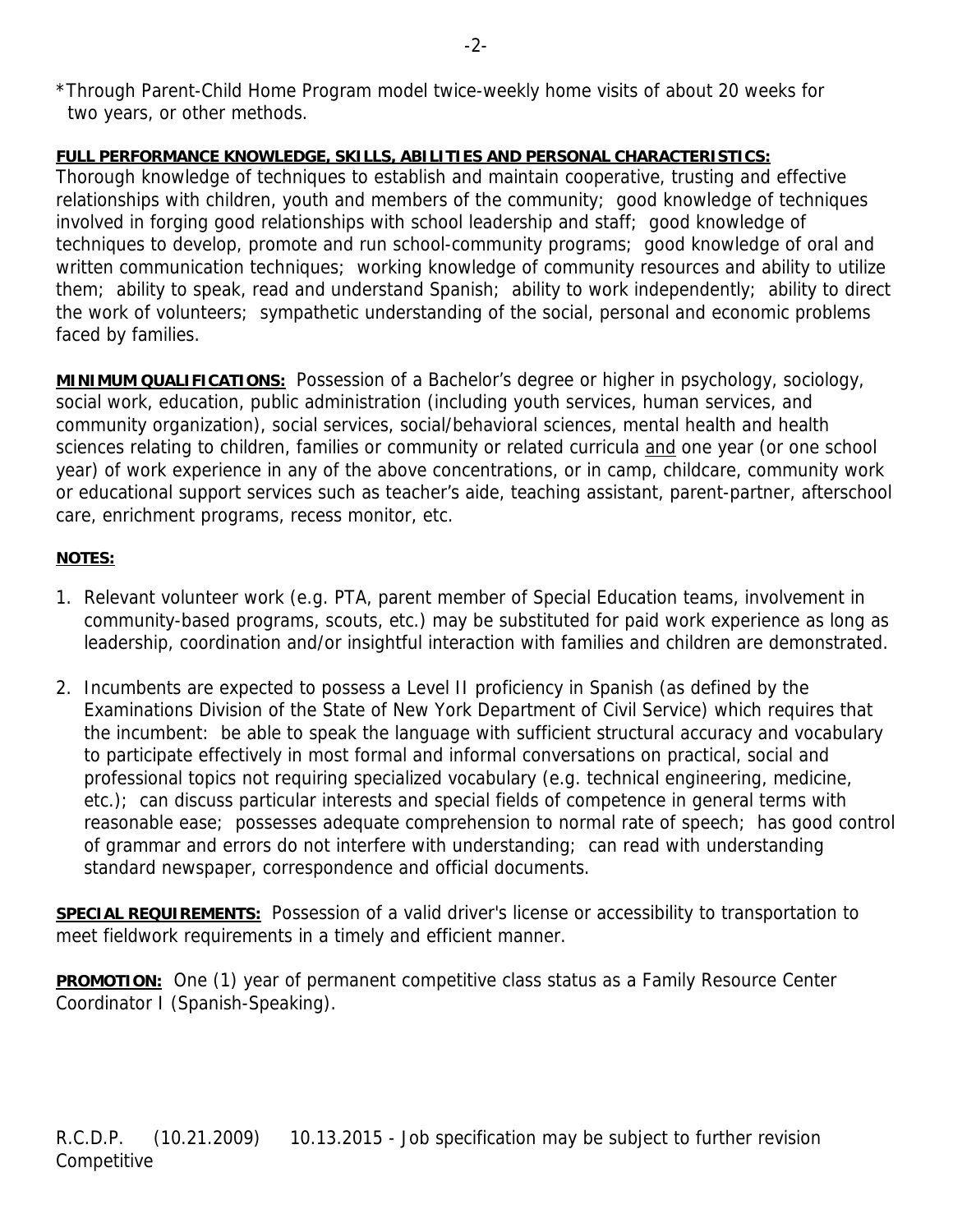*Through Parent-Child Home Program model twice-weekly home visits of about 20 weeks for two years, or other methods.

**FULL PERFORMANCE KNOWLEDGE, SKILLS, ABILITIES AND PERSONAL CHARACTERISTICS:**
Thorough knowledge of techniques to establish and maintain cooperative, trusting and effective relationships with children, youth and members of the community; good knowledge of techniques involved in forging good relationships with school leadership and staff; good knowledge of techniques to develop, promote and run school-community programs; good knowledge of oral and written communication techniques; working knowledge of community resources and ability to utilize them; ability to speak, read and understand Spanish; ability to work independently; ability to direct the work of volunteers; sympathetic understanding of the social, personal and economic problems faced by families.

**MINIMUM QUALIFICATIONS:** Possession of a Bachelor's degree or higher in psychology, sociology, social work, education, public administration (including youth services, human services, and community organization), social services, social/behavioral sciences, mental health and health sciences relating to children, families or community or related curricula and one year (or one school year) of work experience in any of the above concentrations, or in camp, childcare, community work or educational support services such as teacher's aide, teaching assistant, parent-partner, afterschool care, enrichment programs, recess monitor, etc.

**NOTES:**

1. Relevant volunteer work (e.g. PTA, parent member of Special Education teams, involvement in community-based programs, scouts, etc.) may be substituted for paid work experience as long as leadership, coordination and/or insightful interaction with families and children are demonstrated.

2. Incumbents are expected to possess a Level II proficiency in Spanish (as defined by the Examinations Division of the State of New York Department of Civil Service) which requires that the incumbent: be able to speak the language with sufficient structural accuracy and vocabulary to participate effectively in most formal and informal conversations on practical, social and professional topics not requiring specialized vocabulary (e.g. technical engineering, medicine, etc.); can discuss particular interests and special fields of competence in general terms with reasonable ease; possesses adequate comprehension to normal rate of speech; has good control of grammar and errors do not interfere with understanding; can read with understanding standard newspaper, correspondence and official documents.

**SPECIAL REQUIREMENTS:** Possession of a valid driver's license or accessibility to transportation to meet fieldwork requirements in a timely and efficient manner.

**PROMOTION:** One (1) year of permanent competitive class status as a Family Resource Center Coordinator I (Spanish-Speaking).

R.C.D.P. (10.21.2009) 10.13.2015 - Job specification may be subject to further revision
Competitive